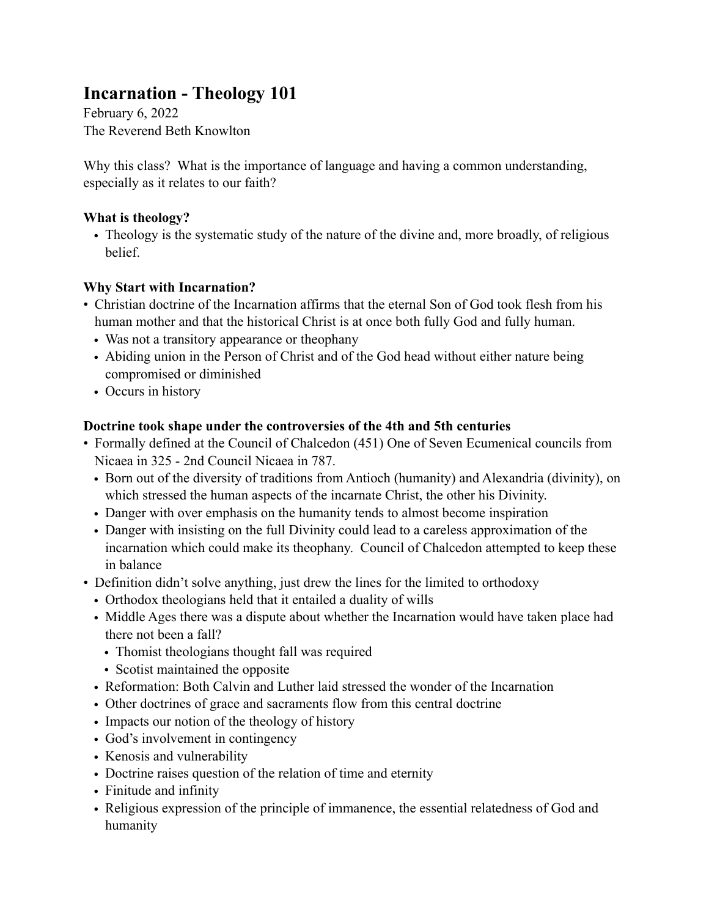# Incarnation - Theology 101

February 6, 2022
The Reverend Beth Knowlton

Why this class? What is the importance of language and having a common understanding, especially as it relates to our faith?

**What is theology?**

- Theology is the systematic study of the nature of the divine and, more broadly, of religious belief.

**Why Start with Incarnation?**

- Christian doctrine of the Incarnation affirms that the eternal Son of God took flesh from his human mother and that the historical Christ is at once both fully God and fully human.
  - Was not a transitory appearance or theophany
  - Abiding union in the Person of Christ and of the God head without either nature being compromised or diminished
  - Occurs in history

**Doctrine took shape under the controversies of the 4th and 5th centuries**

- Formally defined at the Council of Chalcedon (451) One of Seven Ecumenical councils from Nicaea in 325 - 2nd Council Nicaea in 787.
  - Born out of the diversity of traditions from Antioch (humanity) and Alexandria (divinity), on which stressed the human aspects of the incarnate Christ, the other his Divinity.
  - Danger with over emphasis on the humanity tends to almost become inspiration
  - Danger with insisting on the full Divinity could lead to a careless approximation of the incarnation which could make its theophany. Council of Chalcedon attempted to keep these in balance
- Definition didn't solve anything, just drew the lines for the limited to orthodoxy
  - Orthodox theologians held that it entailed a duality of wills
  - Middle Ages there was a dispute about whether the Incarnation would have taken place had there not been a fall?
    - Thomist theologians thought fall was required
    - Scotist maintained the opposite
  - Reformation: Both Calvin and Luther laid stressed the wonder of the Incarnation
  - Other doctrines of grace and sacraments flow from this central doctrine
  - Impacts our notion of the theology of history
  - God's involvement in contingency
  - Kenosis and vulnerability
  - Doctrine raises question of the relation of time and eternity
  - Finitude and infinity
  - Religious expression of the principle of immanence, the essential relatedness of God and humanity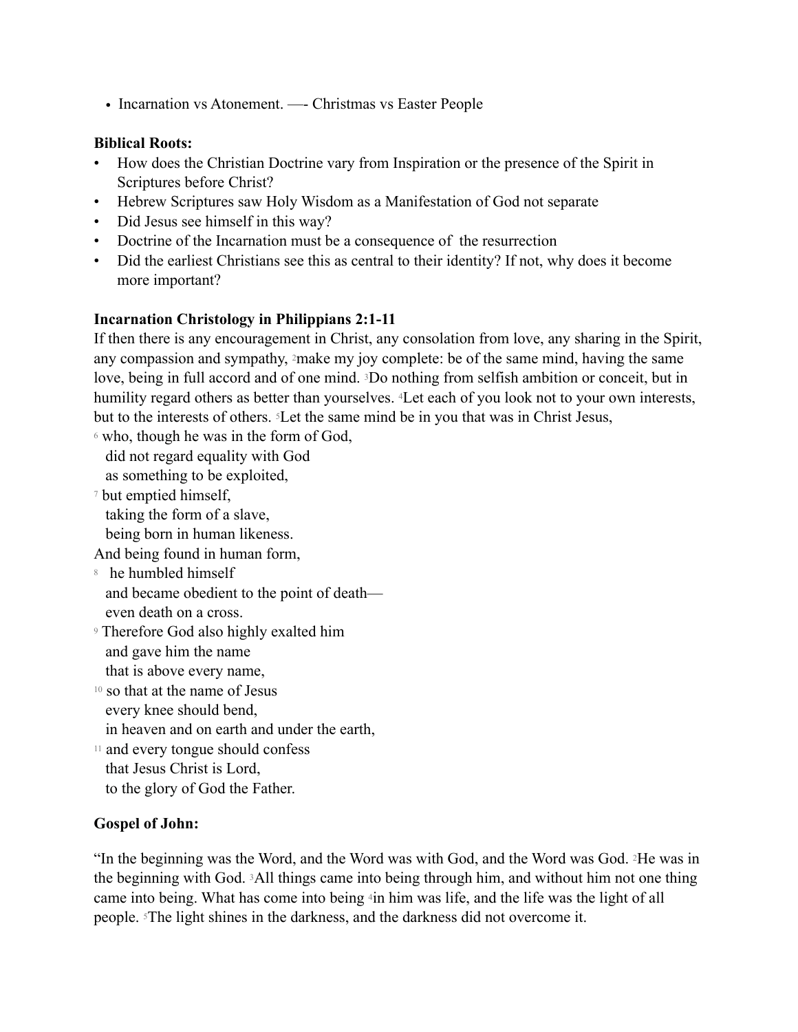- Incarnation vs Atonement. —- Christmas vs Easter People

**Biblical Roots:**

- How does the Christian Doctrine vary from Inspiration or the presence of the Spirit in Scriptures before Christ?
- Hebrew Scriptures saw Holy Wisdom as a Manifestation of God not separate
- Did Jesus see himself in this way?
- Doctrine of the Incarnation must be a consequence of the resurrection
- Did the earliest Christians see this as central to their identity? If not, why does it become more important?

**Incarnation Christology in Philippians 2:1-11**

If then there is any encouragement in Christ, any consolation from love, any sharing in the Spirit, any compassion and sympathy, [2]make my joy complete: be of the same mind, having the same love, being in full accord and of one mind. [3]Do nothing from selfish ambition or conceit, but in humility regard others as better than yourselves. [4]Let each of you look not to your own interests, but to the interests of others. [5]Let the same mind be in you that was in Christ Jesus,

[6] who, though he was in the form of God,
  did not regard equality with God
  as something to be exploited,
[7] but emptied himself,
  taking the form of a slave,
  being born in human likeness.
And being found in human form,
[8] he humbled himself
  and became obedient to the point of death—
  even death on a cross.
[9] Therefore God also highly exalted him
  and gave him the name
  that is above every name,
[10] so that at the name of Jesus
  every knee should bend,
  in heaven and on earth and under the earth,
[11] and every tongue should confess
  that Jesus Christ is Lord,
  to the glory of God the Father.

**Gospel of John:**

"In the beginning was the Word, and the Word was with God, and the Word was God. [2]He was in the beginning with God. [3]All things came into being through him, and without him not one thing came into being. What has come into being [4]in him was life, and the life was the light of all people. [5]The light shines in the darkness, and the darkness did not overcome it.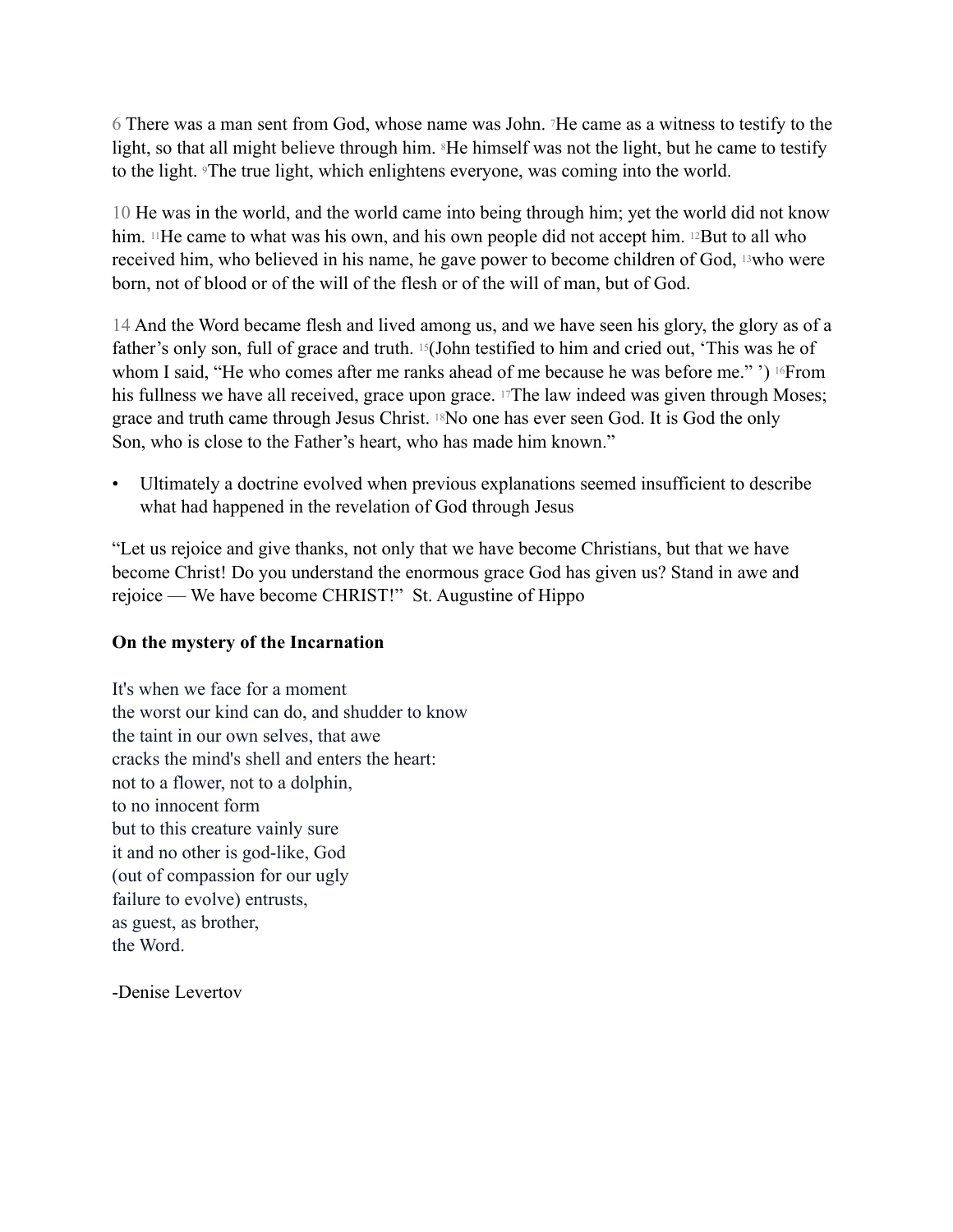6 There was a man sent from God, whose name was John. [7]He came as a witness to testify to the light, so that all might believe through him. [8]He himself was not the light, but he came to testify to the light. [9]The true light, which enlightens everyone, was coming into the world.

10 He was in the world, and the world came into being through him; yet the world did not know him. [11]He came to what was his own, and his own people did not accept him. [12]But to all who received him, who believed in his name, he gave power to become children of God, [13]who were born, not of blood or of the will of the flesh or of the will of man, but of God.

14 And the Word became flesh and lived among us, and we have seen his glory, the glory as of a father's only son, full of grace and truth. [15](John testified to him and cried out, 'This was he of whom I said, "He who comes after me ranks ahead of me because he was before me." ') [16]From his fullness we have all received, grace upon grace. [17]The law indeed was given through Moses; grace and truth came through Jesus Christ. [18]No one has ever seen God. It is God the only Son, who is close to the Father's heart, who has made him known."

- Ultimately a doctrine evolved when previous explanations seemed insufficient to describe what had happened in the revelation of God through Jesus

"Let us rejoice and give thanks, not only that we have become Christians, but that we have become Christ! Do you understand the enormous grace God has given us? Stand in awe and rejoice — We have become CHRIST!" St. Augustine of Hippo

**On the mystery of the Incarnation**

It's when we face for a moment  
the worst our kind can do, and shudder to know  
the taint in our own selves, that awe  
cracks the mind's shell and enters the heart:  
not to a flower, not to a dolphin,  
to no innocent form  
but to this creature vainly sure  
it and no other is god-like, God  
(out of compassion for our ugly  
failure to evolve) entrusts,  
as guest, as brother,  
the Word.

-Denise Levertov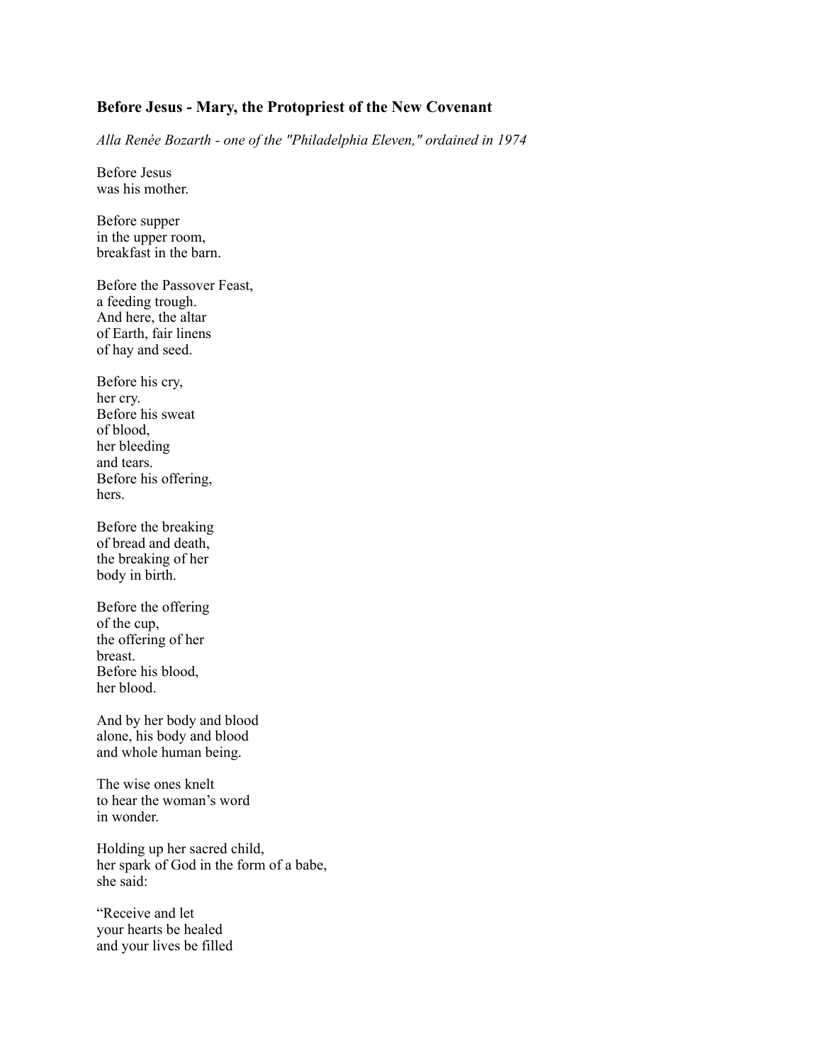### Before Jesus - Mary, the Protopriest of the New Covenant

*Alla Renée Bozarth - one of the "Philadelphia Eleven," ordained in 1974*

Before Jesus  
was his mother.

Before supper  
in the upper room,  
breakfast in the barn.

Before the Passover Feast,  
a feeding trough.  
And here, the altar  
of Earth, fair linens  
of hay and seed.

Before his cry,  
her cry.  
Before his sweat  
of blood,  
her bleeding  
and tears.  
Before his offering,  
hers.

Before the breaking  
of bread and death,  
the breaking of her  
body in birth.

Before the offering  
of the cup,  
the offering of her  
breast.  
Before his blood,  
her blood.

And by her body and blood  
alone, his body and blood  
and whole human being.

The wise ones knelt  
to hear the woman's word  
in wonder.

Holding up her sacred child,  
her spark of God in the form of a babe,  
she said:

"Receive and let  
your hearts be healed  
and your lives be filled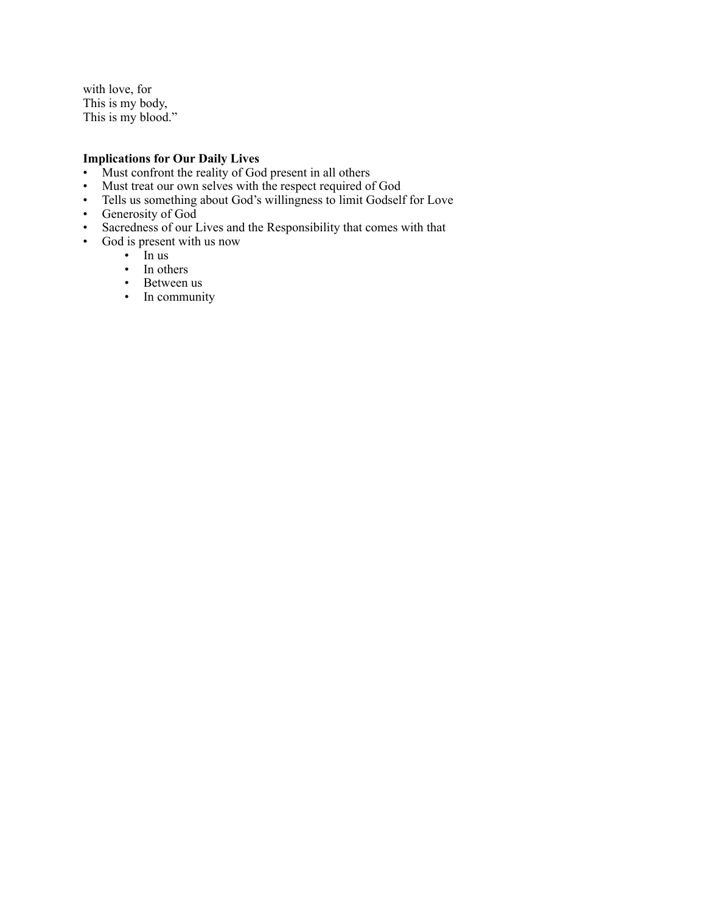with love, for
This is my body,
This is my blood."

**Implications for Our Daily Lives**

- Must confront the reality of God present in all others
- Must treat our own selves with the respect required of God
- Tells us something about God's willingness to limit Godself for Love
- Generosity of God
- Sacredness of our Lives and the Responsibility that comes with that
- God is present with us now
    - In us
    - In others
    - Between us
    - In community